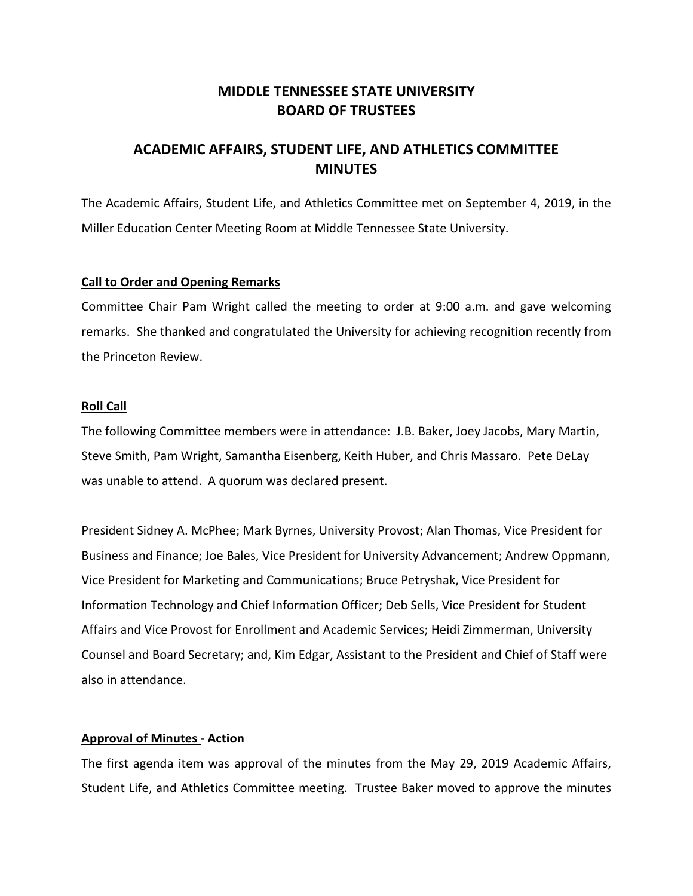# MIDDLE TENNESSEE STATE UNIVERSITY
# BOARD OF TRUSTEES

## ACADEMIC AFFAIRS, STUDENT LIFE, AND ATHLETICS COMMITTEE MINUTES

The Academic Affairs, Student Life, and Athletics Committee met on September 4, 2019, in the Miller Education Center Meeting Room at Middle Tennessee State University.

### Call to Order and Opening Remarks

Committee Chair Pam Wright called the meeting to order at 9:00 a.m. and gave welcoming remarks. She thanked and congratulated the University for achieving recognition recently from the Princeton Review.

### Roll Call

The following Committee members were in attendance: J.B. Baker, Joey Jacobs, Mary Martin, Steve Smith, Pam Wright, Samantha Eisenberg, Keith Huber, and Chris Massaro. Pete DeLay was unable to attend. A quorum was declared present.

President Sidney A. McPhee; Mark Byrnes, University Provost; Alan Thomas, Vice President for Business and Finance; Joe Bales, Vice President for University Advancement; Andrew Oppmann, Vice President for Marketing and Communications; Bruce Petryshak, Vice President for Information Technology and Chief Information Officer; Deb Sells, Vice President for Student Affairs and Vice Provost for Enrollment and Academic Services; Heidi Zimmerman, University Counsel and Board Secretary; and, Kim Edgar, Assistant to the President and Chief of Staff were also in attendance.

### Approval of Minutes - Action

The first agenda item was approval of the minutes from the May 29, 2019 Academic Affairs, Student Life, and Athletics Committee meeting. Trustee Baker moved to approve the minutes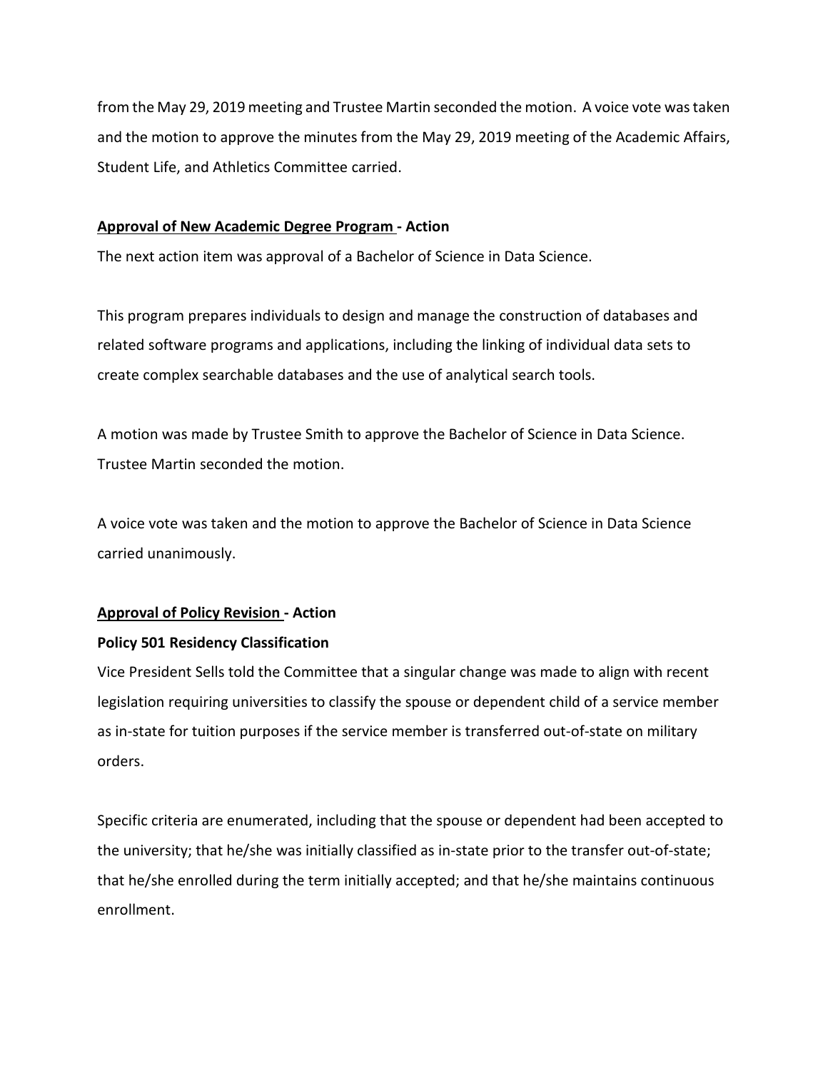from the May 29, 2019 meeting and Trustee Martin seconded the motion. A voice vote was taken and the motion to approve the minutes from the May 29, 2019 meeting of the Academic Affairs, Student Life, and Athletics Committee carried.

**<u>Approval of New Academic Degree Program</u> - Action**

The next action item was approval of a Bachelor of Science in Data Science.

This program prepares individuals to design and manage the construction of databases and related software programs and applications, including the linking of individual data sets to create complex searchable databases and the use of analytical search tools.

A motion was made by Trustee Smith to approve the Bachelor of Science in Data Science. Trustee Martin seconded the motion.

A voice vote was taken and the motion to approve the Bachelor of Science in Data Science carried unanimously.

**<u>Approval of Policy Revision</u> - Action**

**Policy 501 Residency Classification**

Vice President Sells told the Committee that a singular change was made to align with recent legislation requiring universities to classify the spouse or dependent child of a service member as in-state for tuition purposes if the service member is transferred out-of-state on military orders.

Specific criteria are enumerated, including that the spouse or dependent had been accepted to the university; that he/she was initially classified as in-state prior to the transfer out-of-state; that he/she enrolled during the term initially accepted; and that he/she maintains continuous enrollment.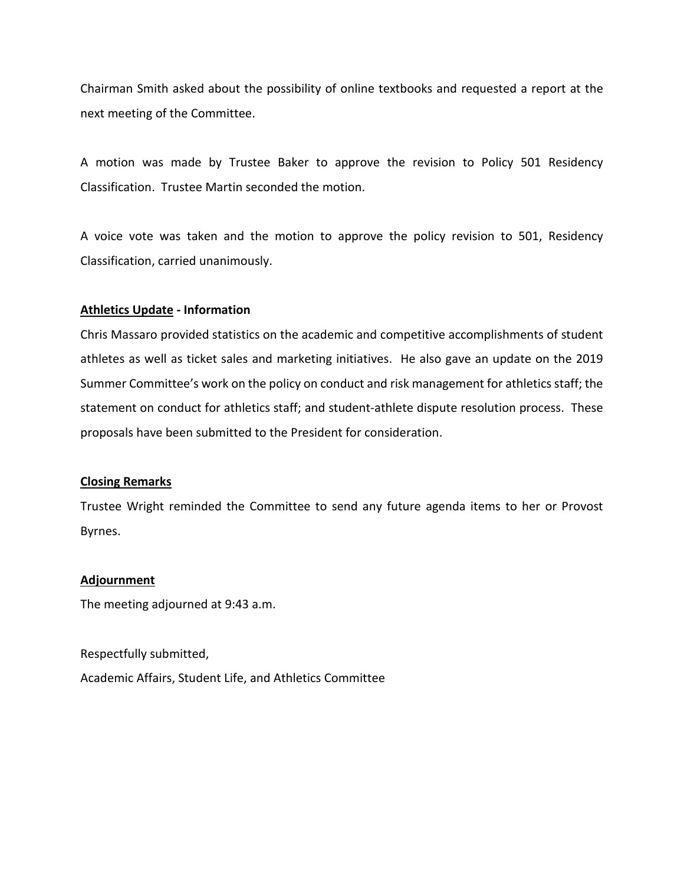Chairman Smith asked about the possibility of online textbooks and requested a report at the next meeting of the Committee.

A motion was made by Trustee Baker to approve the revision to Policy 501 Residency Classification. Trustee Martin seconded the motion.

A voice vote was taken and the motion to approve the policy revision to 501, Residency Classification, carried unanimously.

**Athletics Update - Information**

Chris Massaro provided statistics on the academic and competitive accomplishments of student athletes as well as ticket sales and marketing initiatives. He also gave an update on the 2019 Summer Committee's work on the policy on conduct and risk management for athletics staff; the statement on conduct for athletics staff; and student-athlete dispute resolution process. These proposals have been submitted to the President for consideration.

**Closing Remarks**

Trustee Wright reminded the Committee to send any future agenda items to her or Provost Byrnes.

**Adjournment**

The meeting adjourned at 9:43 a.m.

Respectfully submitted,
Academic Affairs, Student Life, and Athletics Committee